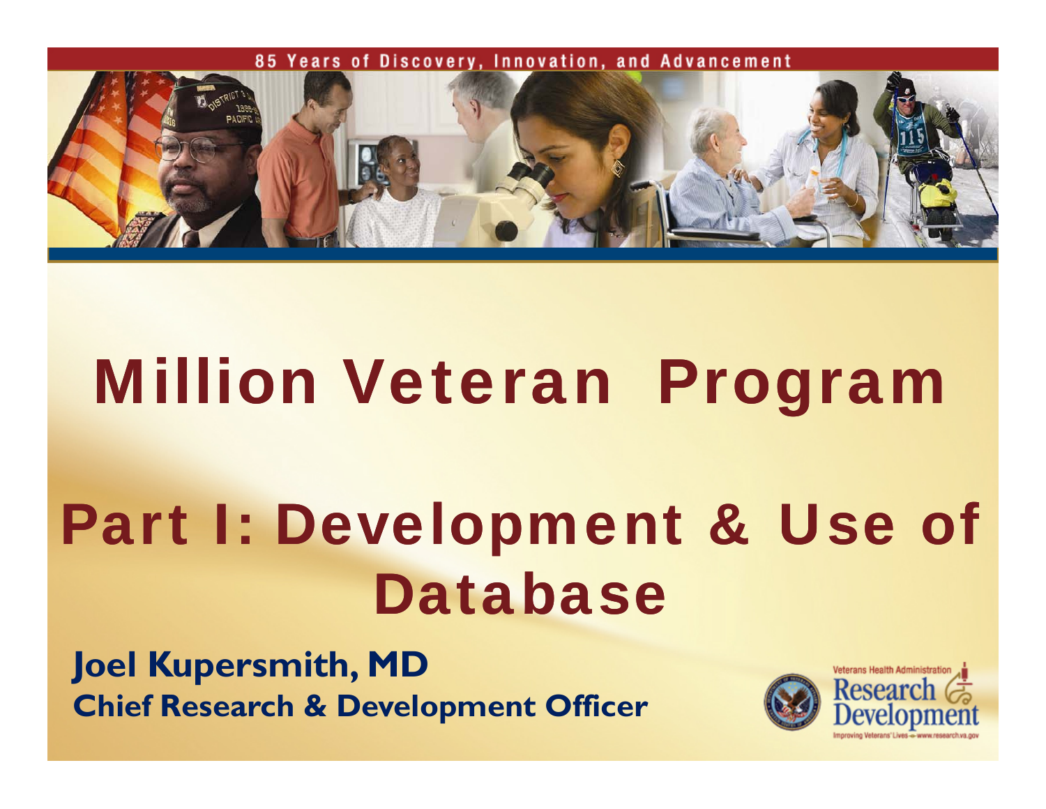85 Years of Discovery, Innovation, and Advancement

# Million Veteran Program

# Part I: Development & Use of Database

**Joel Kupersmith, MD**
**Chief Research & Development Officer**

Veterans Health Administration Research & Development
Improving Veterans' Lives – www.research.va.gov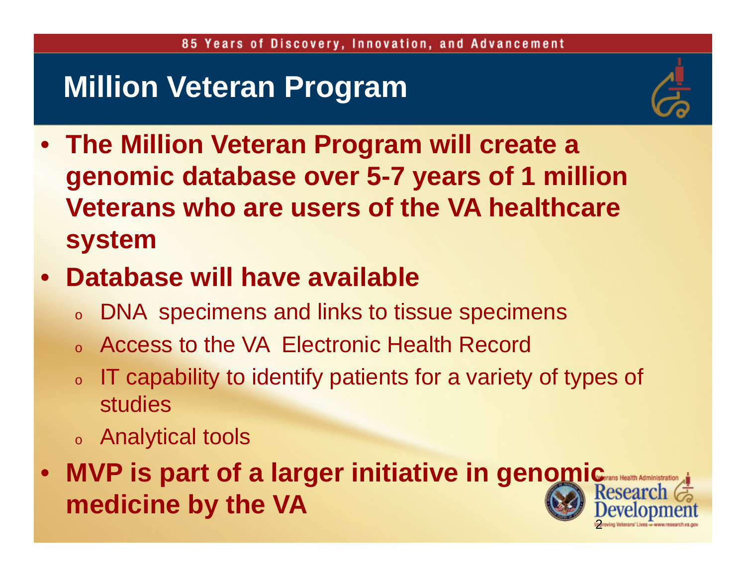# Million Veteran Program

- **The Million Veteran Program will create a genomic database over 5-7 years of 1 million Veterans who are users of the VA healthcare system**
- **Database will have available**
  - DNA specimens and links to tissue specimens
  - Access to the VA Electronic Health Record
  - IT capability to identify patients for a variety of types of studies
  - Analytical tools
- **MVP is part of a larger initiative in genomic medicine by the VA**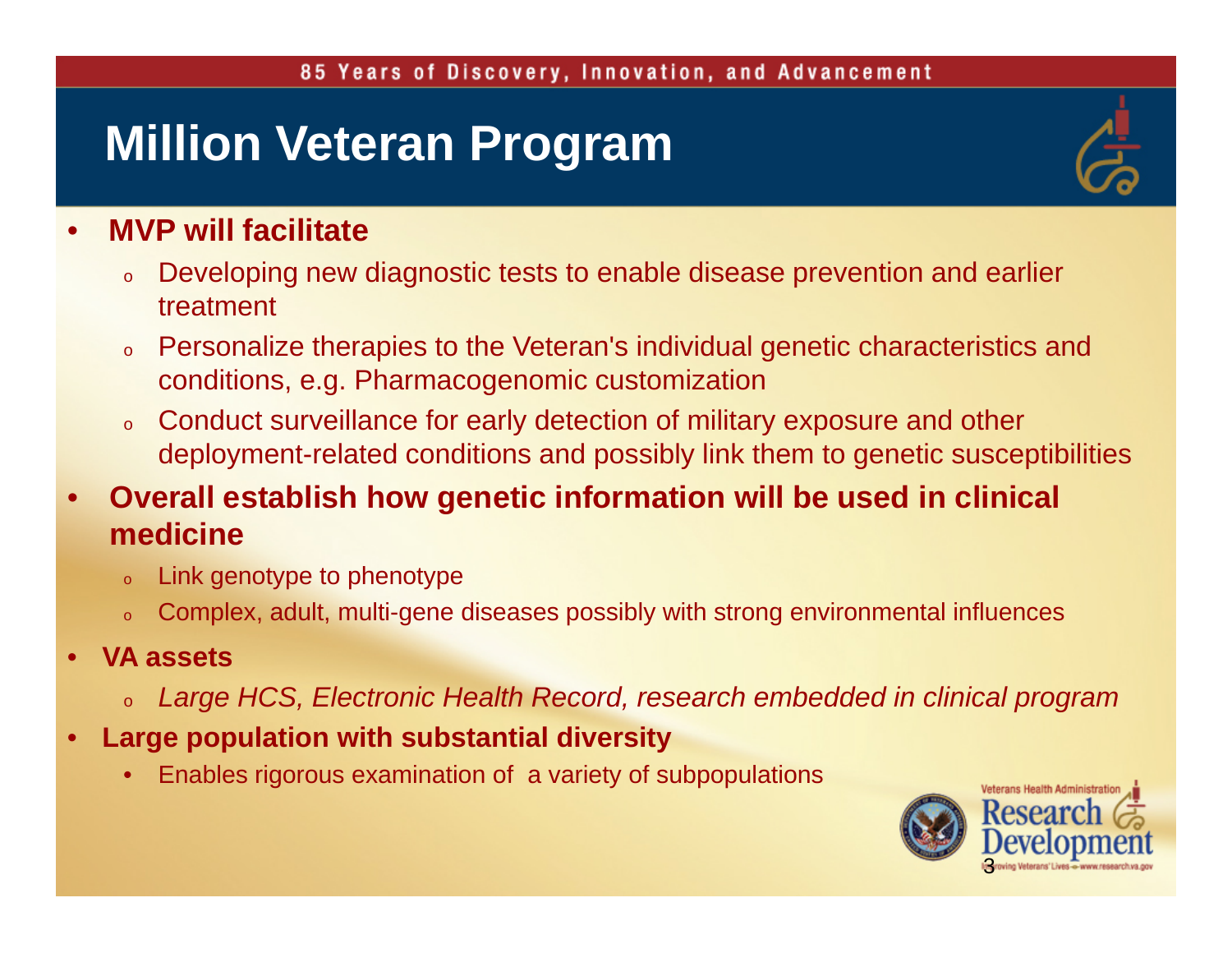# Million Veteran Program

- **MVP will facilitate**
  - Developing new diagnostic tests to enable disease prevention and earlier treatment
  - Personalize therapies to the Veteran's individual genetic characteristics and conditions, e.g. Pharmacogenomic customization
  - Conduct surveillance for early detection of military exposure and other deployment-related conditions and possibly link them to genetic susceptibilities
- **Overall establish how genetic information will be used in clinical medicine**
  - Link genotype to phenotype
  - Complex, adult, multi-gene diseases possibly with strong environmental influences
- **VA assets**
  - *Large HCS, Electronic Health Record, research embedded in clinical program*
- **Large population with substantial diversity**
  - Enables rigorous examination of a variety of subpopulations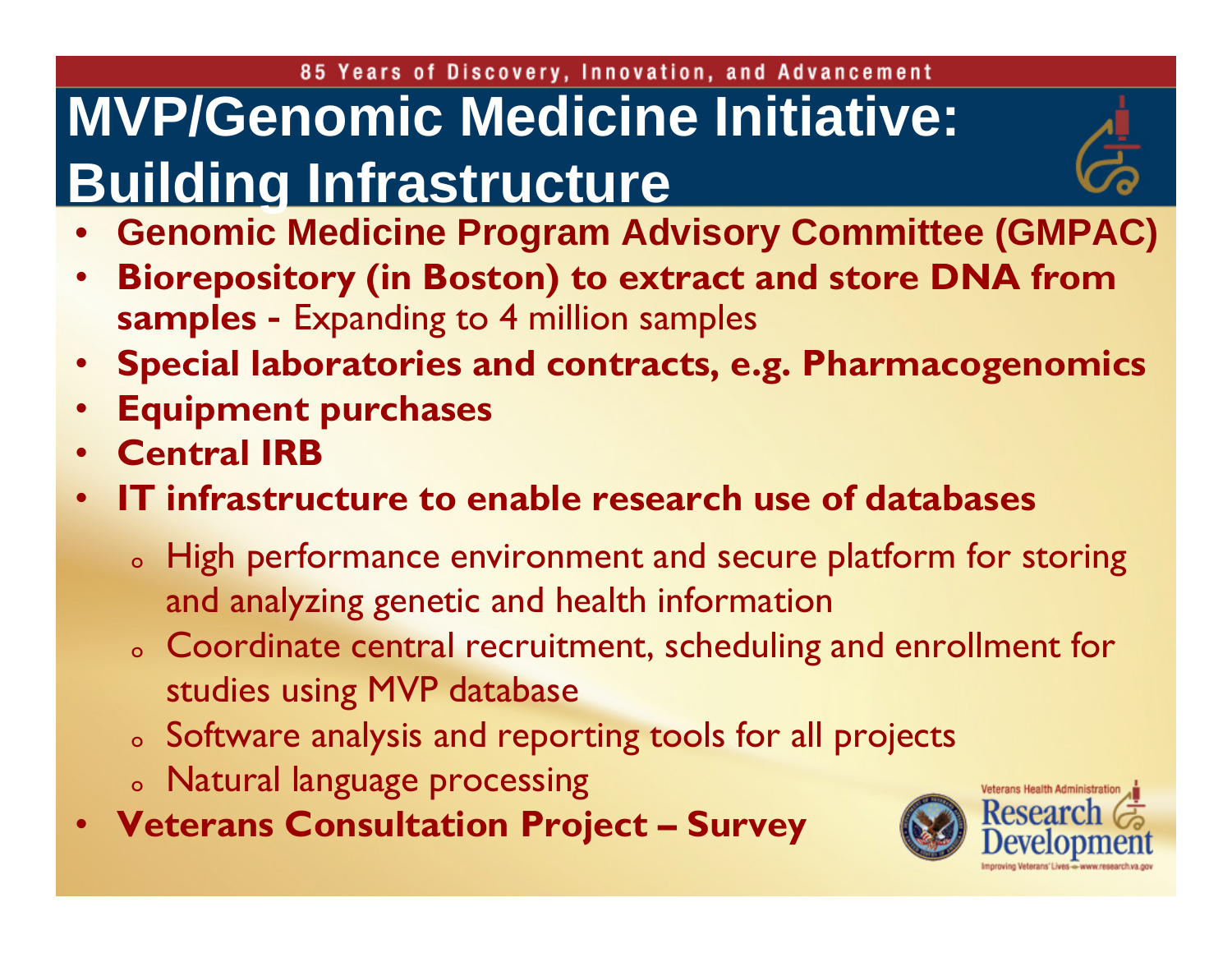# MVP/Genomic Medicine Initiative: Building Infrastructure

- **Genomic Medicine Program Advisory Committee (GMPAC)**
- **Biorepository (in Boston) to extract and store DNA from samples -** Expanding to 4 million samples
- **Special laboratories and contracts, e.g. Pharmacogenomics**
- **Equipment purchases**
- **Central IRB**
- **IT infrastructure to enable research use of databases**
  - High performance environment and secure platform for storing and analyzing genetic and health information
  - Coordinate central recruitment, scheduling and enrollment for studies using MVP database
  - Software analysis and reporting tools for all projects
  - Natural language processing
- **Veterans Consultation Project – Survey**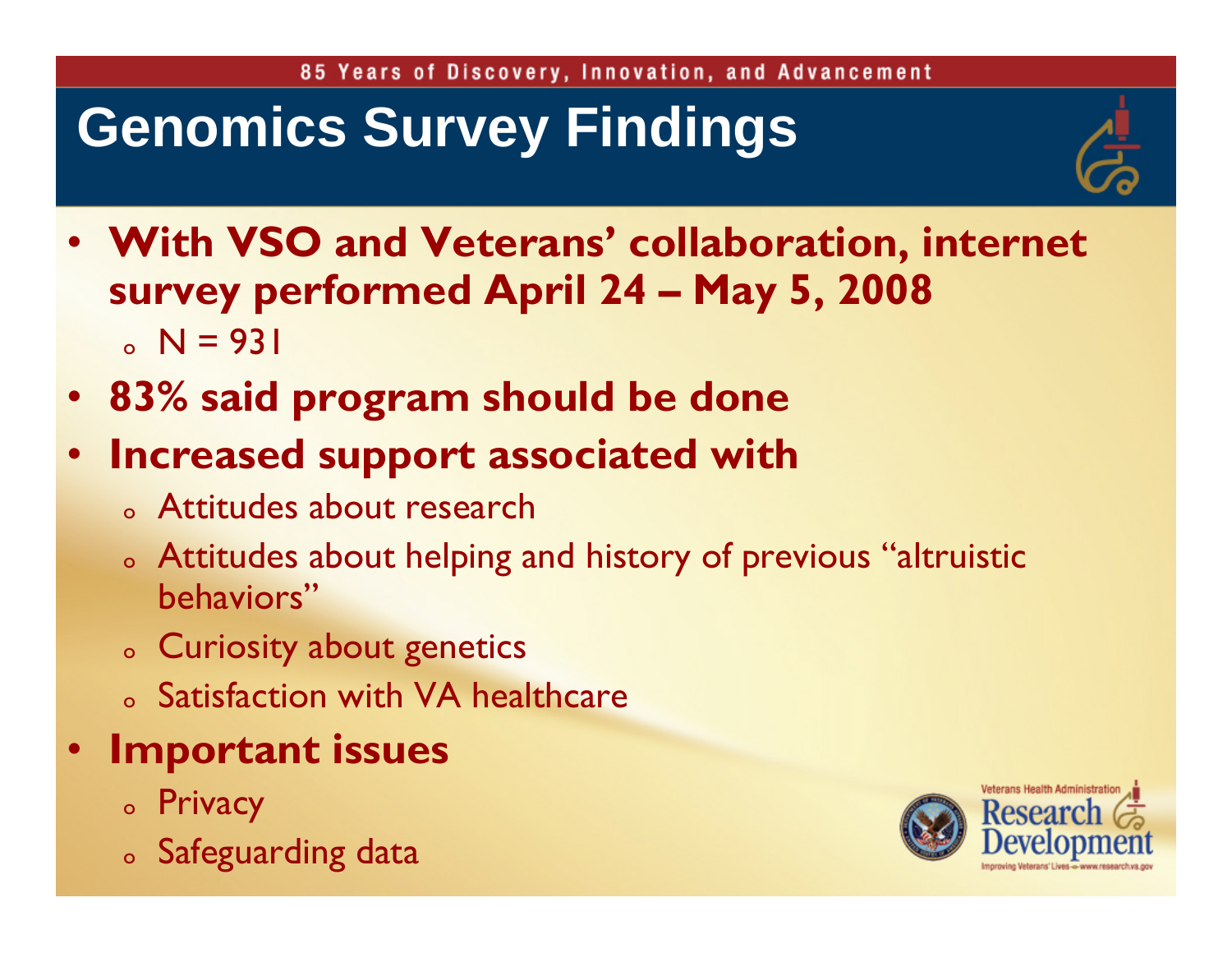# Genomics Survey Findings

- **With VSO and Veterans' collaboration, internet survey performed April 24 – May 5, 2008**
  - N = 931
- **83% said program should be done**
- **Increased support associated with**
  - Attitudes about research
  - Attitudes about helping and history of previous "altruistic behaviors"
  - Curiosity about genetics
  - Satisfaction with VA healthcare
- **Important issues**
  - Privacy
  - Safeguarding data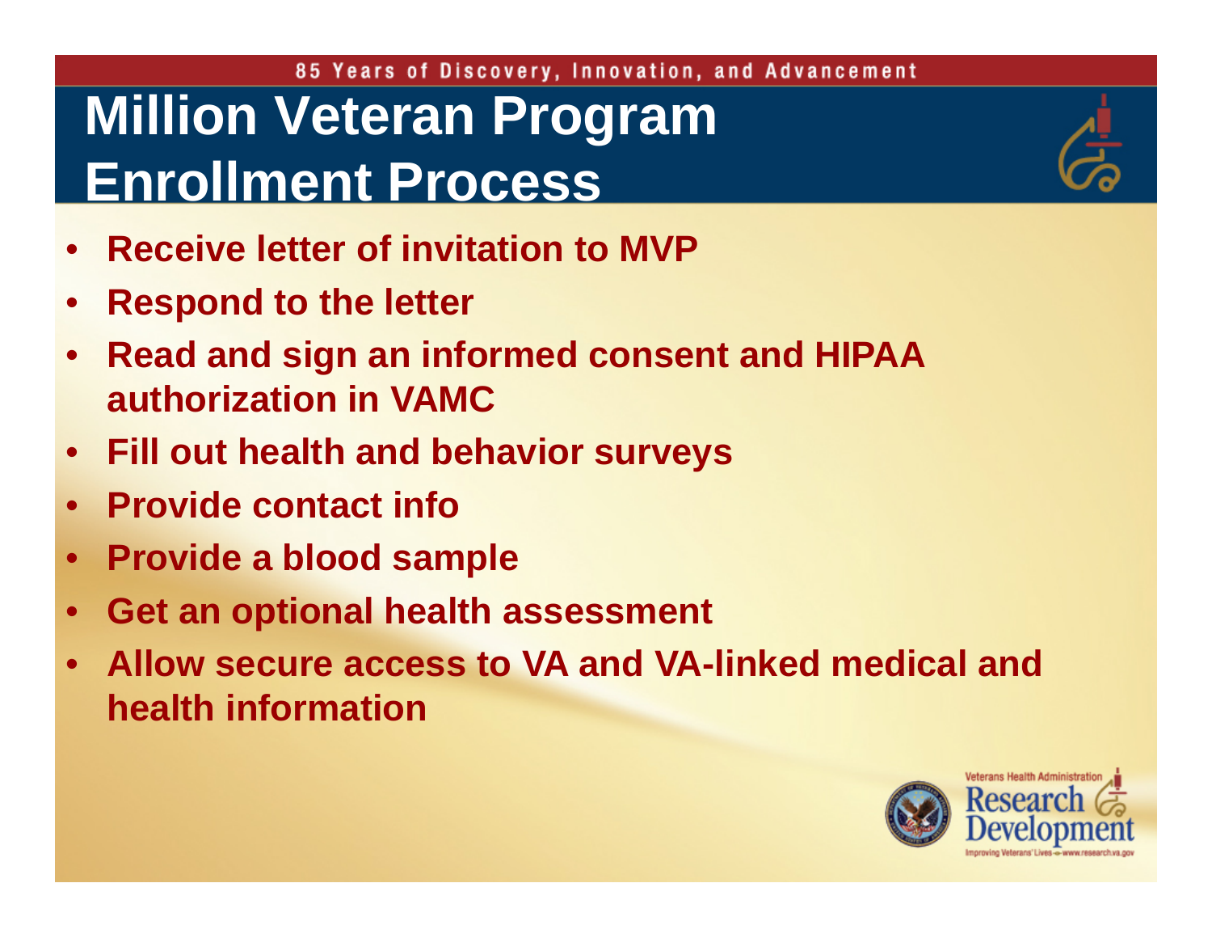# Million Veteran Program Enrollment Process

- Receive letter of invitation to MVP
- Respond to the letter
- Read and sign an informed consent and HIPAA authorization in VAMC
- Fill out health and behavior surveys
- Provide contact info
- Provide a blood sample
- Get an optional health assessment
- Allow secure access to VA and VA-linked medical and health information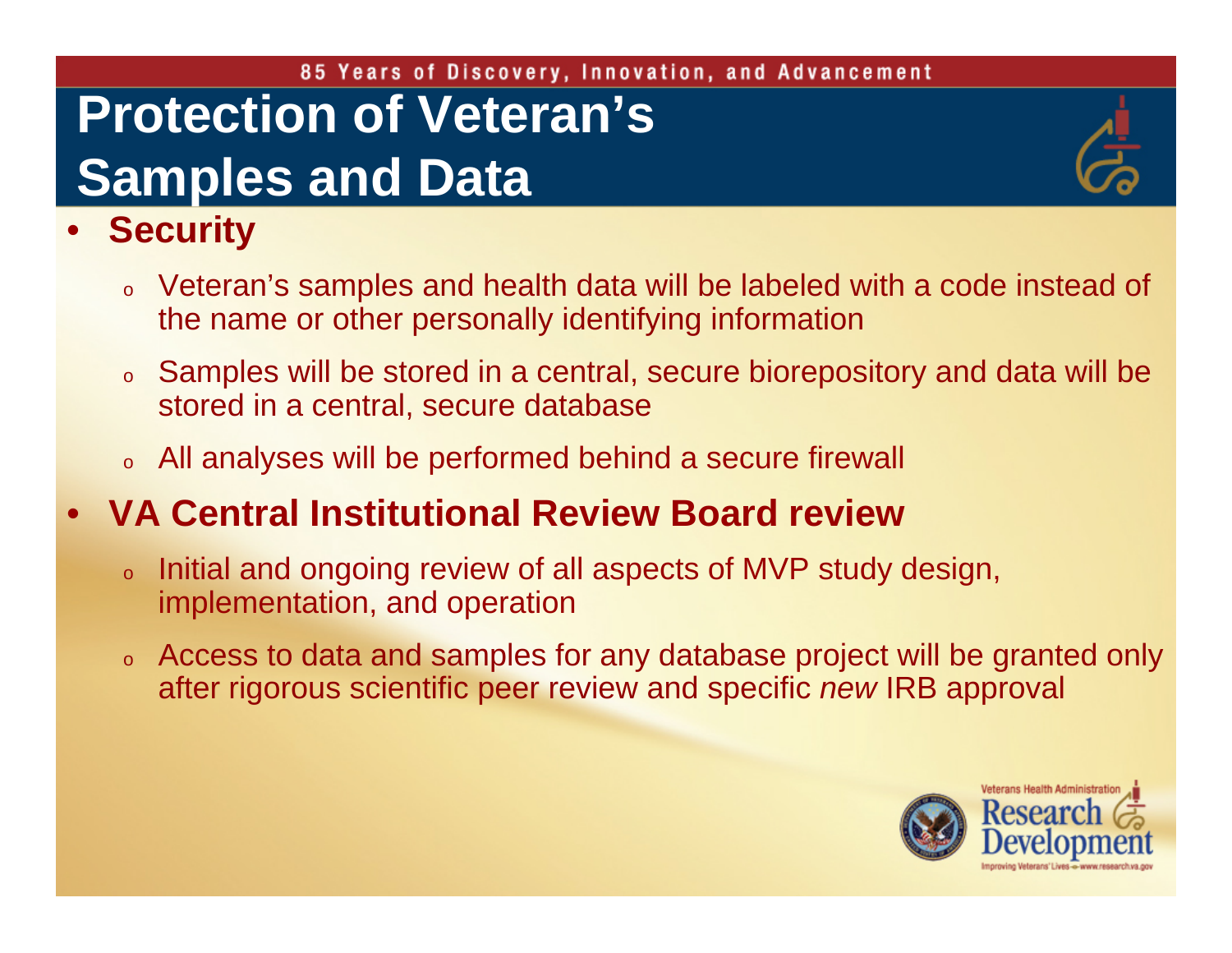# Protection of Veteran's Samples and Data

- **Security**
  - Veteran's samples and health data will be labeled with a code instead of the name or other personally identifying information
  - Samples will be stored in a central, secure biorepository and data will be stored in a central, secure database
  - All analyses will be performed behind a secure firewall
- **VA Central Institutional Review Board review**
  - Initial and ongoing review of all aspects of MVP study design, implementation, and operation
  - Access to data and samples for any database project will be granted only after rigorous scientific peer review and specific *new* IRB approval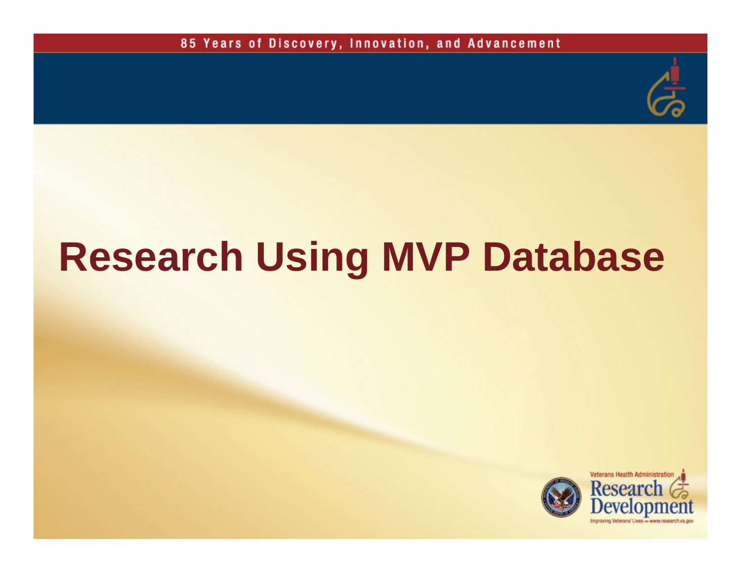# Research Using MVP Database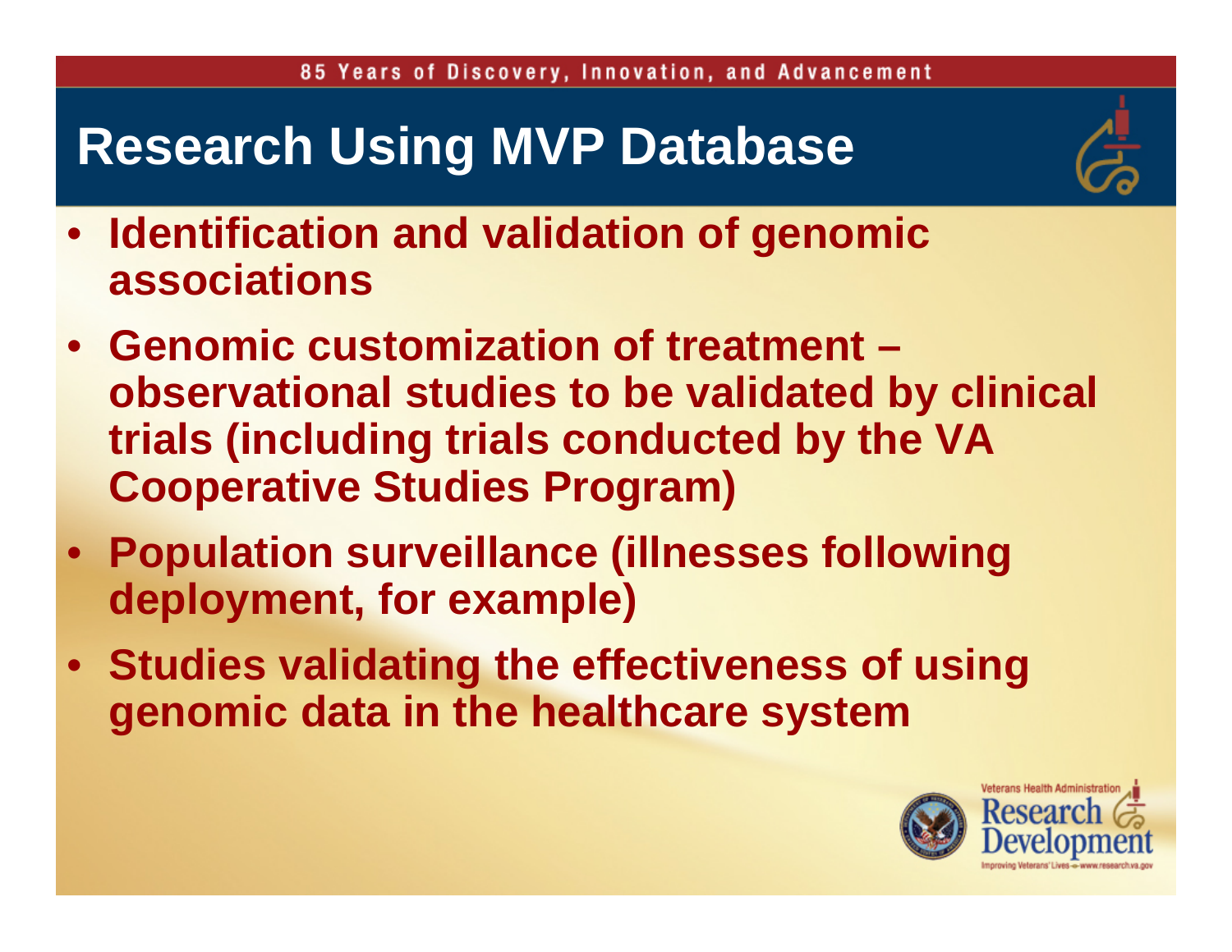# Research Using MVP Database

- Identification and validation of genomic associations
- Genomic customization of treatment – observational studies to be validated by clinical trials (including trials conducted by the VA Cooperative Studies Program)
- Population surveillance (illnesses following deployment, for example)
- Studies validating the effectiveness of using genomic data in the healthcare system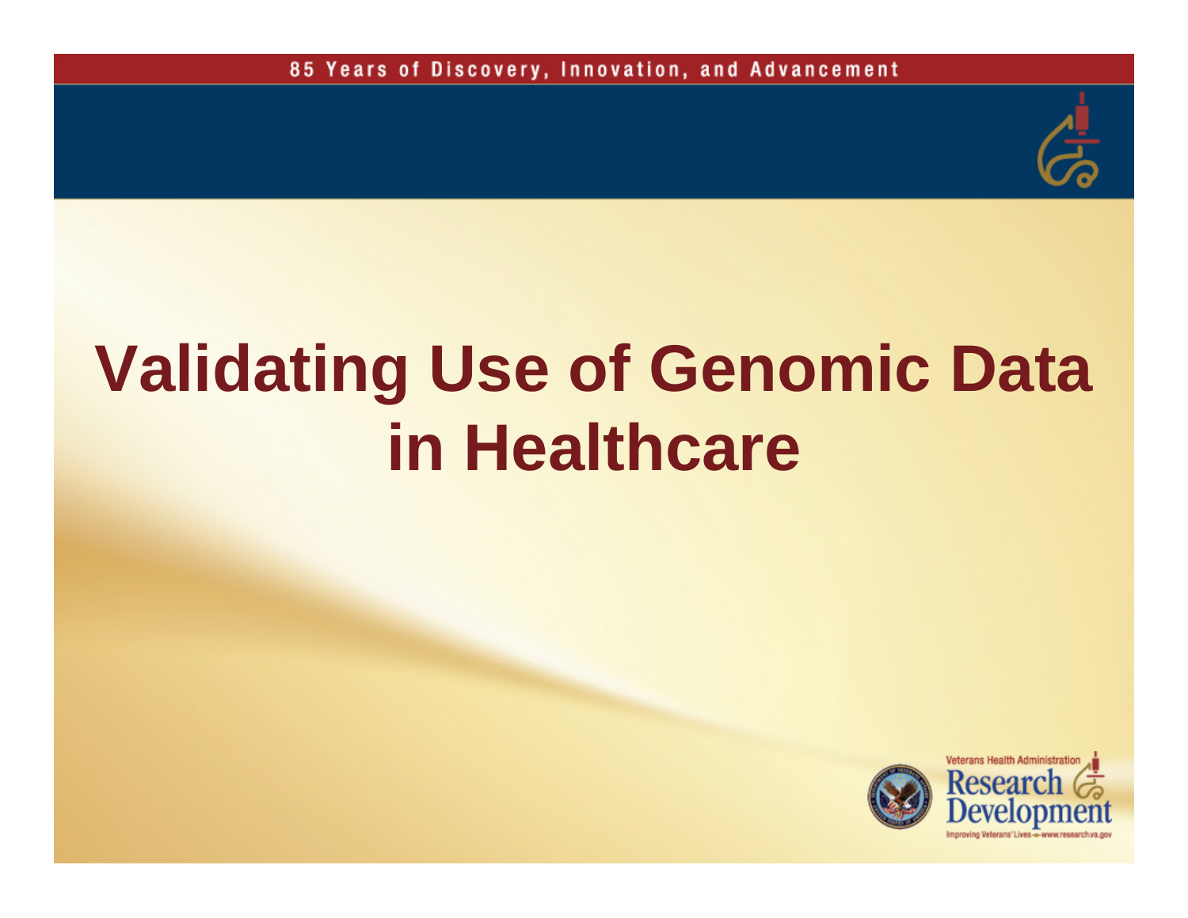# Validating Use of Genomic Data in Healthcare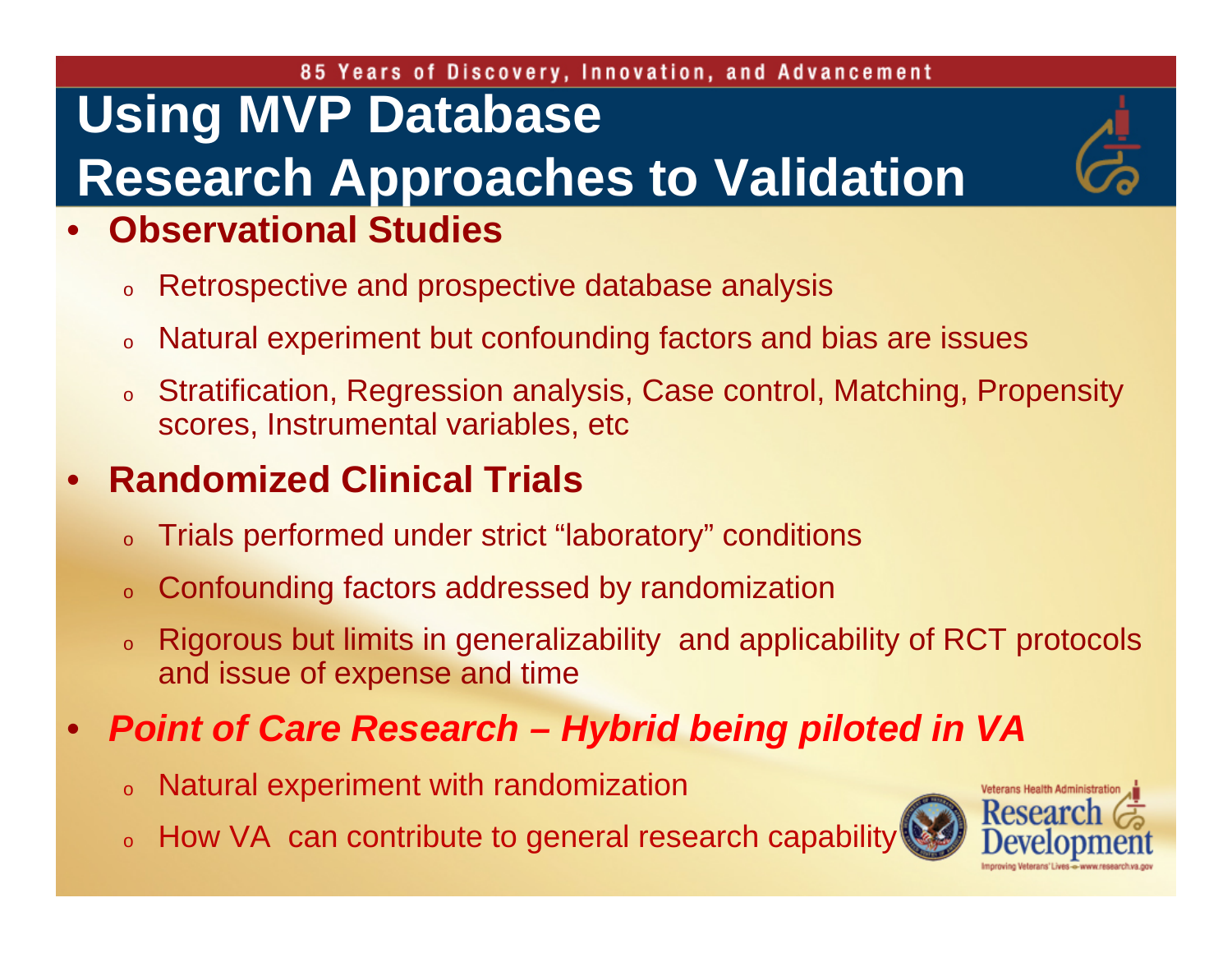# Using MVP Database Research Approaches to Validation

- **Observational Studies**
  - Retrospective and prospective database analysis
  - Natural experiment but confounding factors and bias are issues
  - Stratification, Regression analysis, Case control, Matching, Propensity scores, Instrumental variables, etc
- **Randomized Clinical Trials**
  - Trials performed under strict "laboratory" conditions
  - Confounding factors addressed by randomization
  - Rigorous but limits in generalizability and applicability of RCT protocols and issue of expense and time
- ***Point of Care Research – Hybrid being piloted in VA***
  - Natural experiment with randomization
  - How VA can contribute to general research capability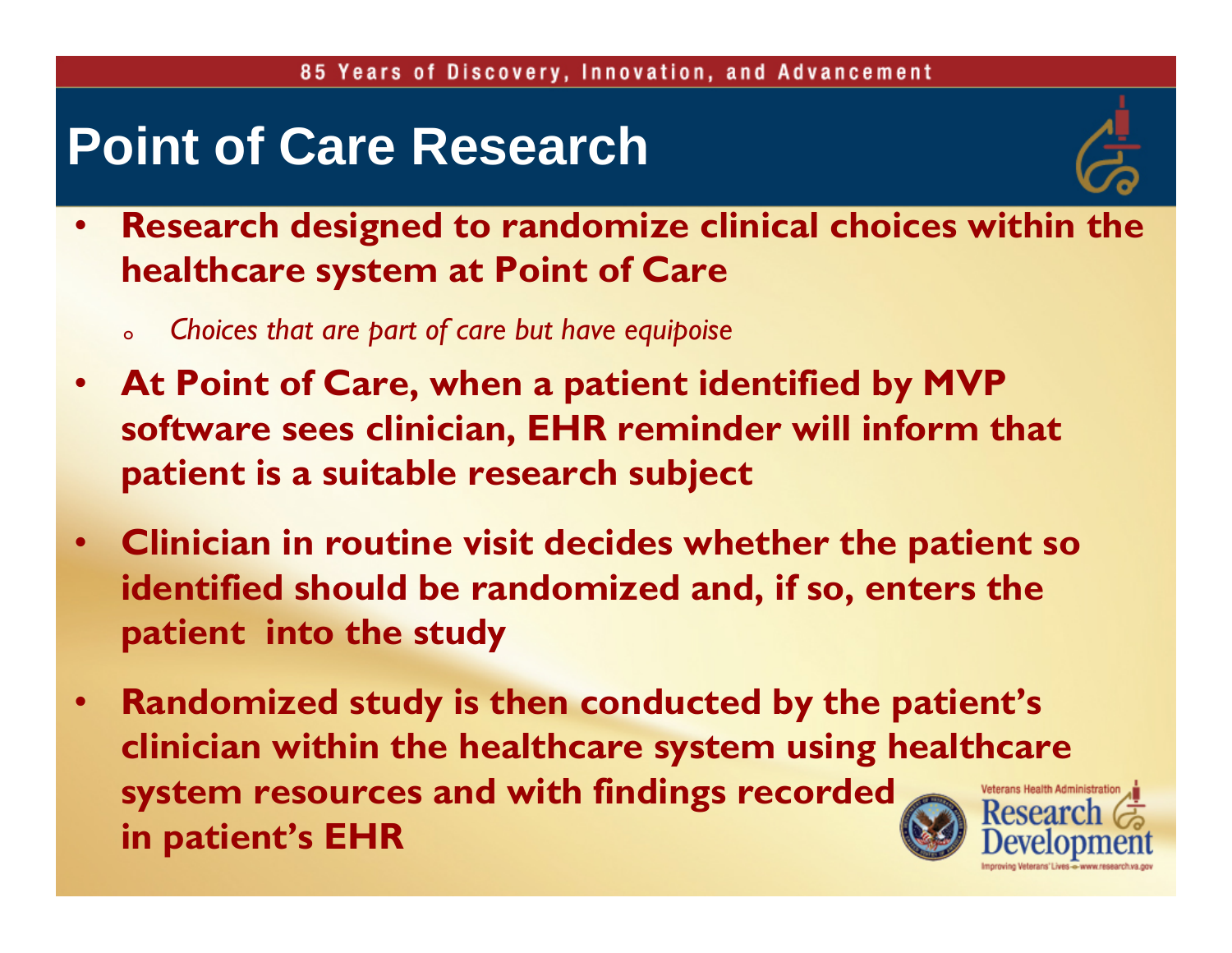# Point of Care Research

- **Research designed to randomize clinical choices within the healthcare system at Point of Care**
  - *Choices that are part of care but have equipoise*
- **At Point of Care, when a patient identified by MVP software sees clinician, EHR reminder will inform that patient is a suitable research subject**
- **Clinician in routine visit decides whether the patient so identified should be randomized and, if so, enters the patient into the study**
- **Randomized study is then conducted by the patient's clinician within the healthcare system using healthcare system resources and with findings recorded in patient's EHR**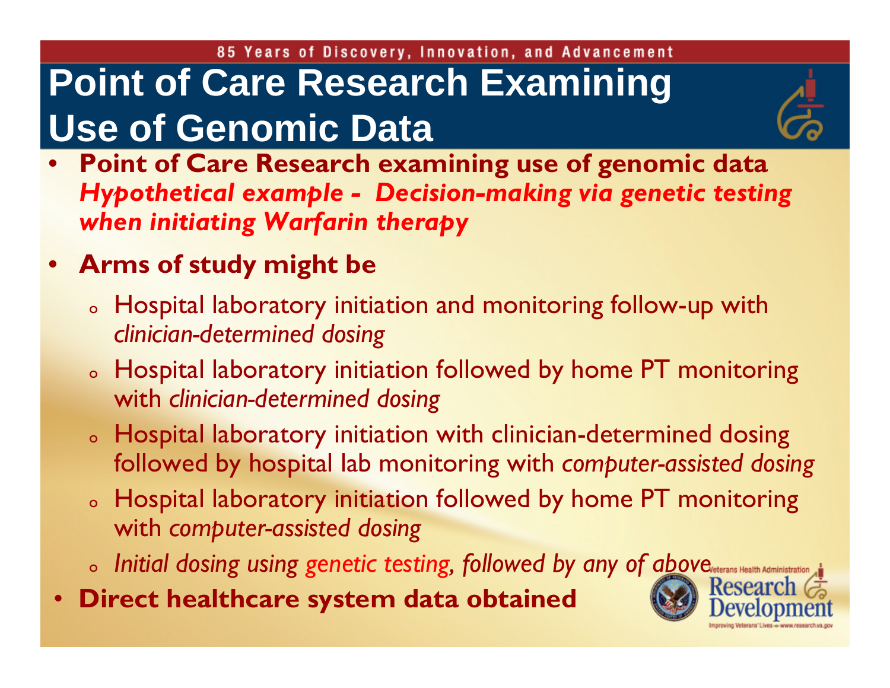# Point of Care Research Examining Use of Genomic Data

- **Point of Care Research examining use of genomic data** ***Hypothetical example - Decision-making via genetic testing when initiating Warfarin therapy***
- **Arms of study might be**
  - Hospital laboratory initiation and monitoring follow-up with *clinician-determined dosing*
  - Hospital laboratory initiation followed by home PT monitoring with *clinician-determined dosing*
  - Hospital laboratory initiation with clinician-determined dosing followed by hospital lab monitoring with *computer-assisted dosing*
  - Hospital laboratory initiation followed by home PT monitoring with *computer-assisted dosing*
  - *Initial dosing using genetic testing, followed by any of above*
- **Direct healthcare system data obtained**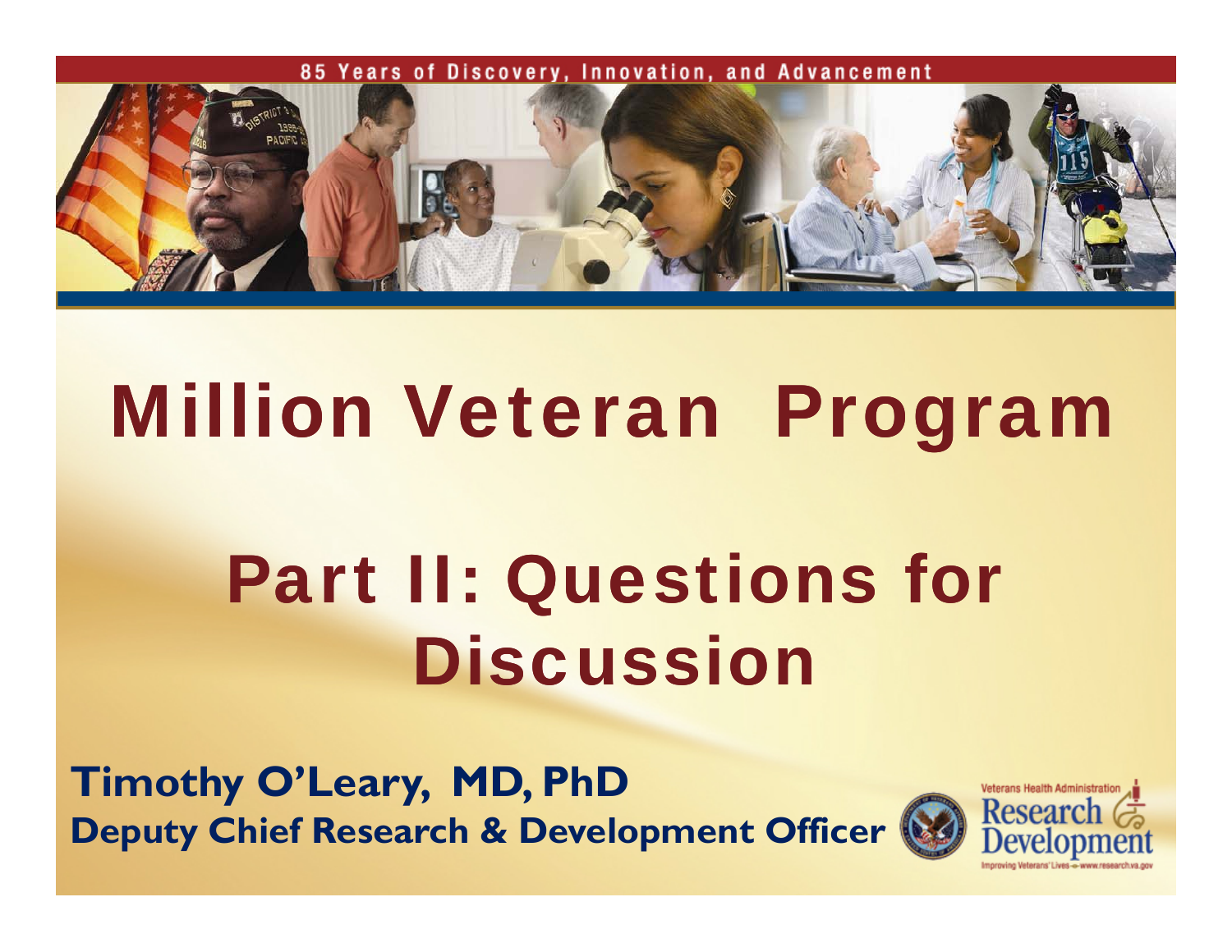85 Years of Discovery, Innovation, and Advancement

# Million Veteran Program

# Part II: Questions for Discussion

**Timothy O'Leary, MD, PhD**
**Deputy Chief Research & Development Officer**

Veterans Health Administration Research & Development
Improving Veterans' Lives – www.research.va.gov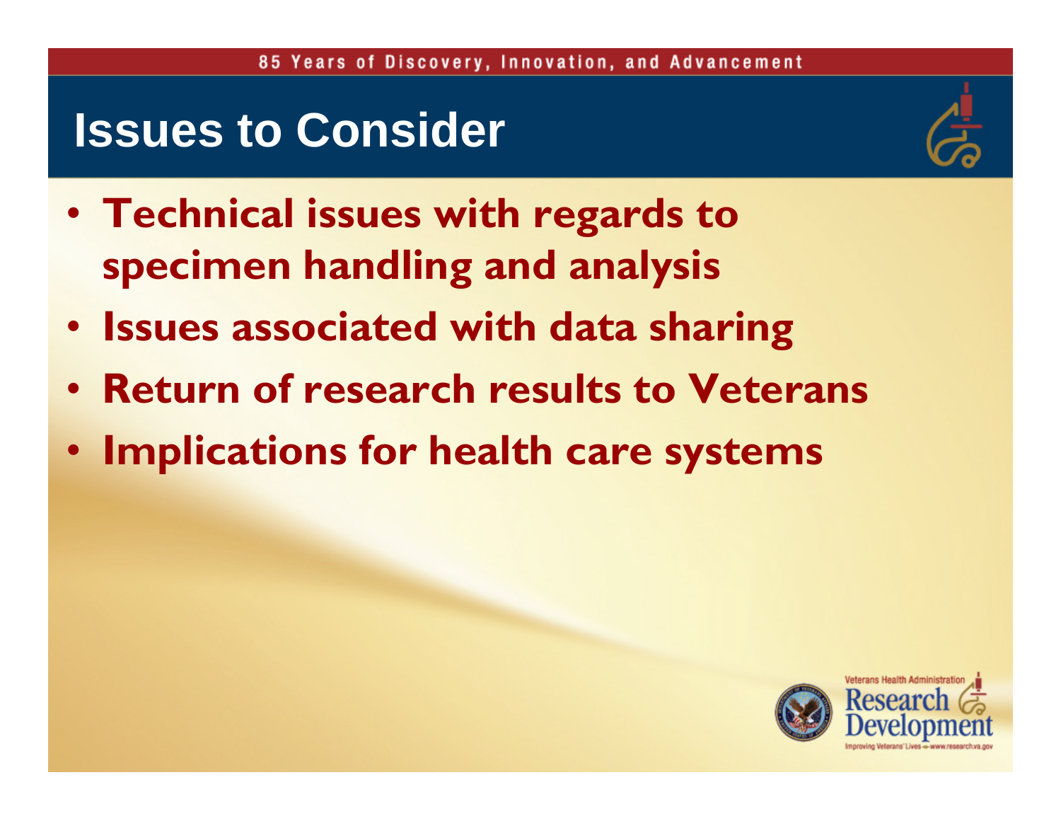# Issues to Consider

- Technical issues with regards to specimen handling and analysis
- Issues associated with data sharing
- Return of research results to Veterans
- Implications for health care systems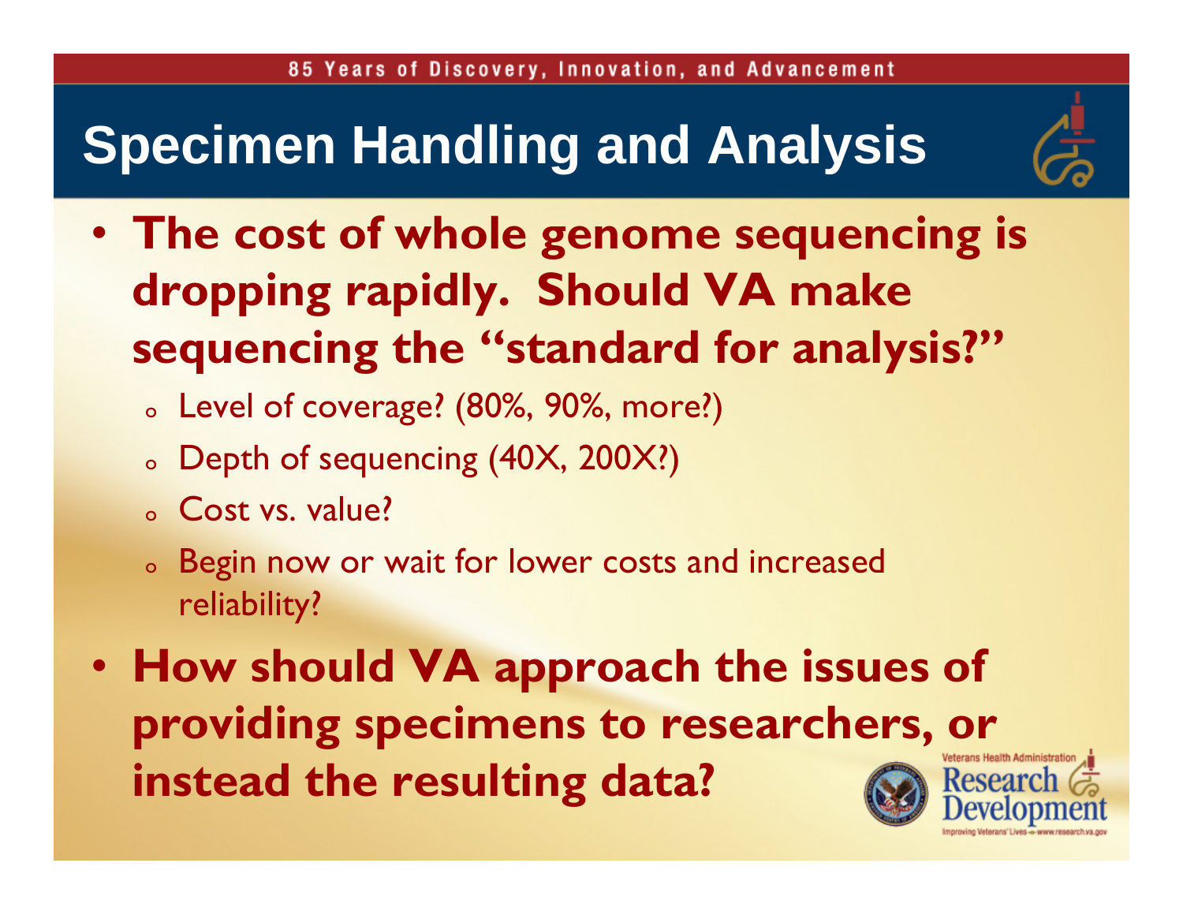# Specimen Handling and Analysis

- **The cost of whole genome sequencing is dropping rapidly. Should VA make sequencing the "standard for analysis?"**
  - Level of coverage? (80%, 90%, more?)
  - Depth of sequencing (40X, 200X?)
  - Cost vs. value?
  - Begin now or wait for lower costs and increased reliability?
- **How should VA approach the issues of providing specimens to researchers, or instead the resulting data?**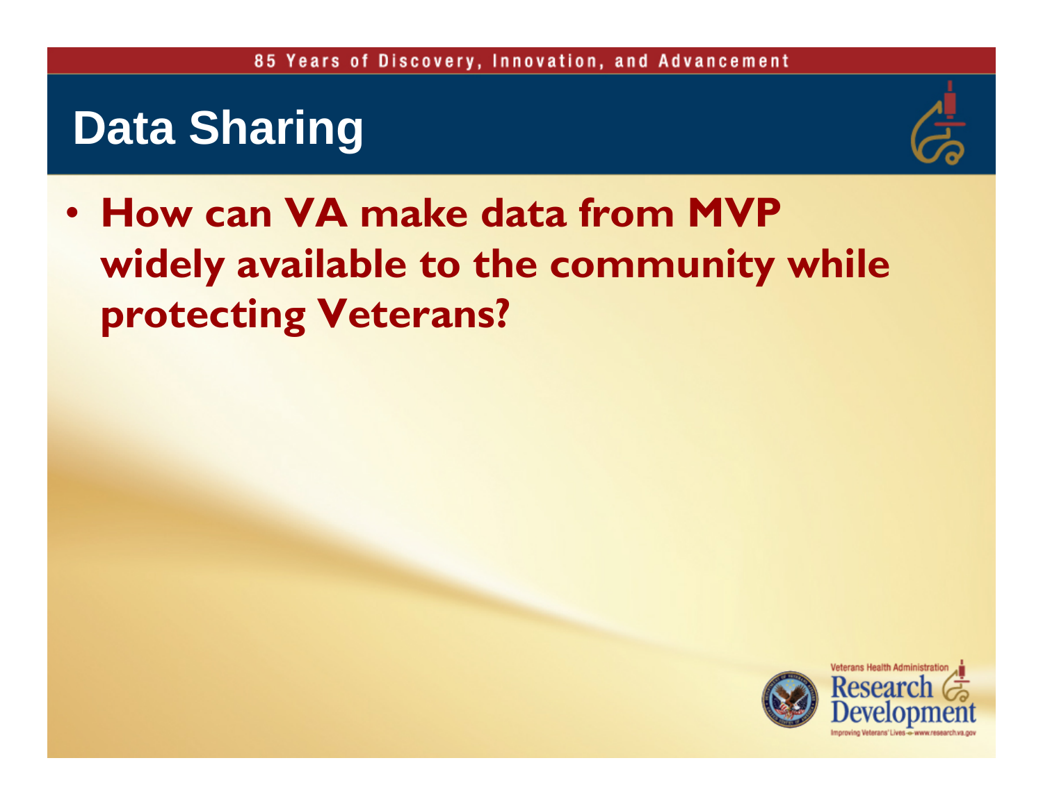# Data Sharing

- **How can VA make data from MVP widely available to the community while protecting Veterans?**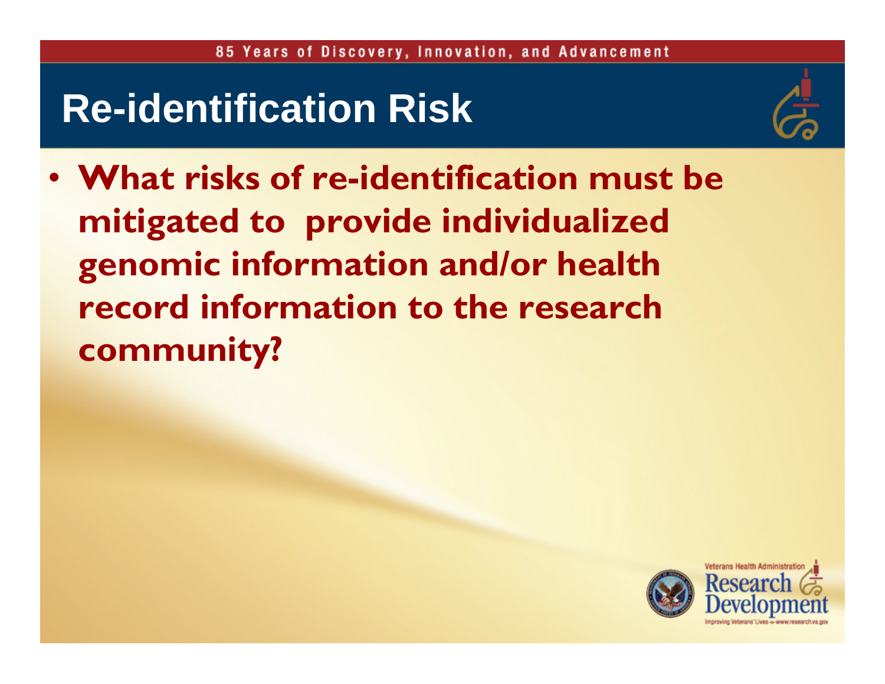# Re-identification Risk

- **What risks of re-identification must be mitigated to provide individualized genomic information and/or health record information to the research community?**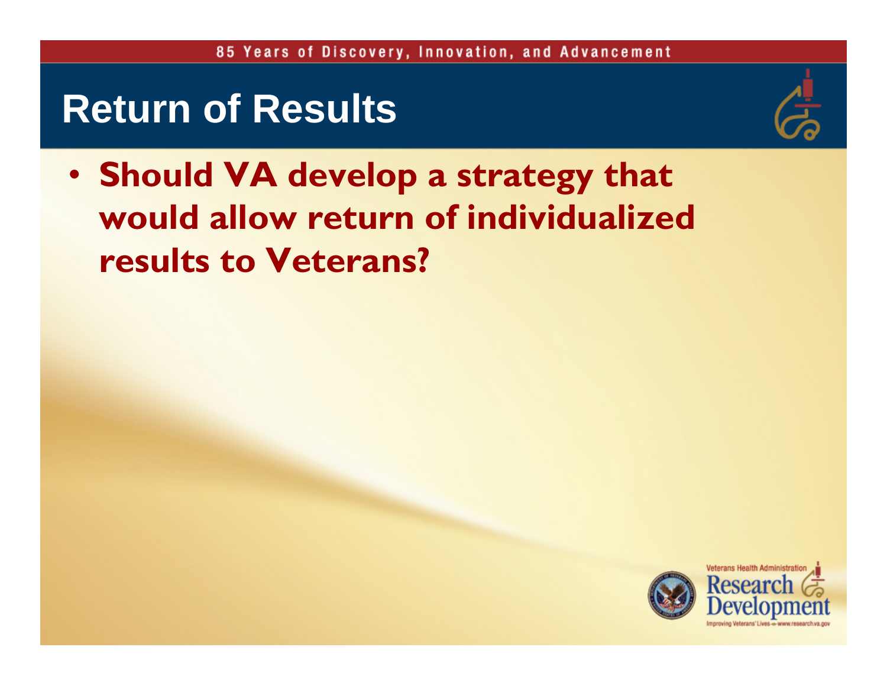# Return of Results

- **Should VA develop a strategy that would allow return of individualized results to Veterans?**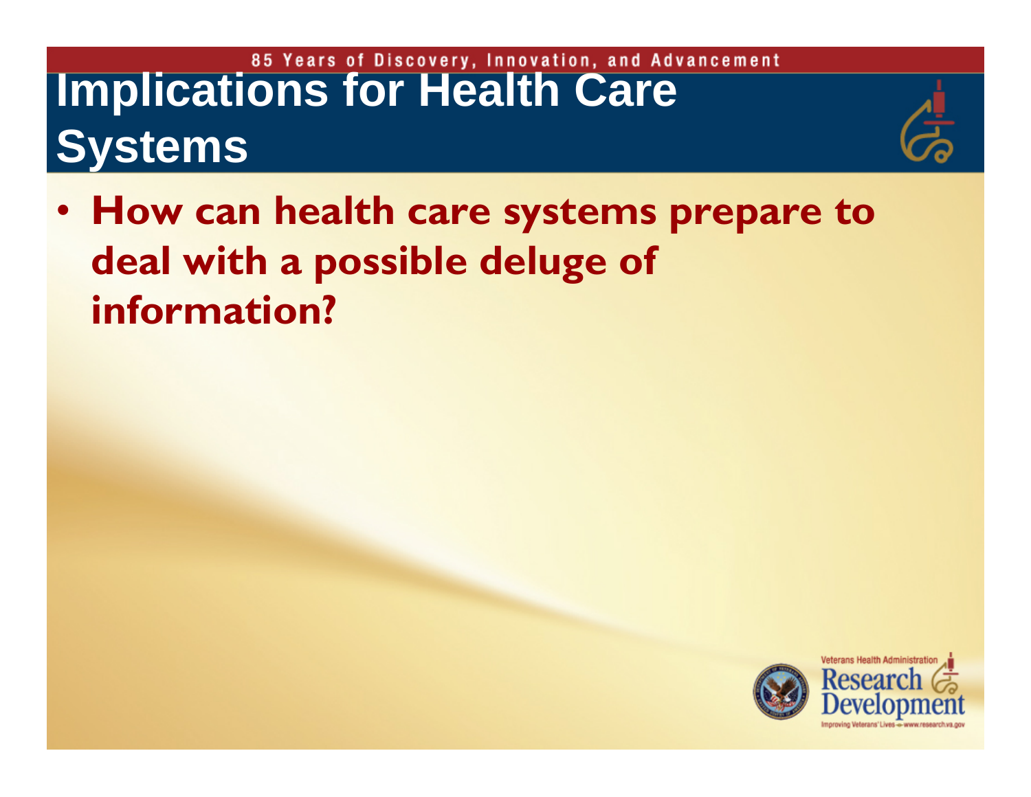# Implications for Health Care Systems

- **How can health care systems prepare to deal with a possible deluge of information?**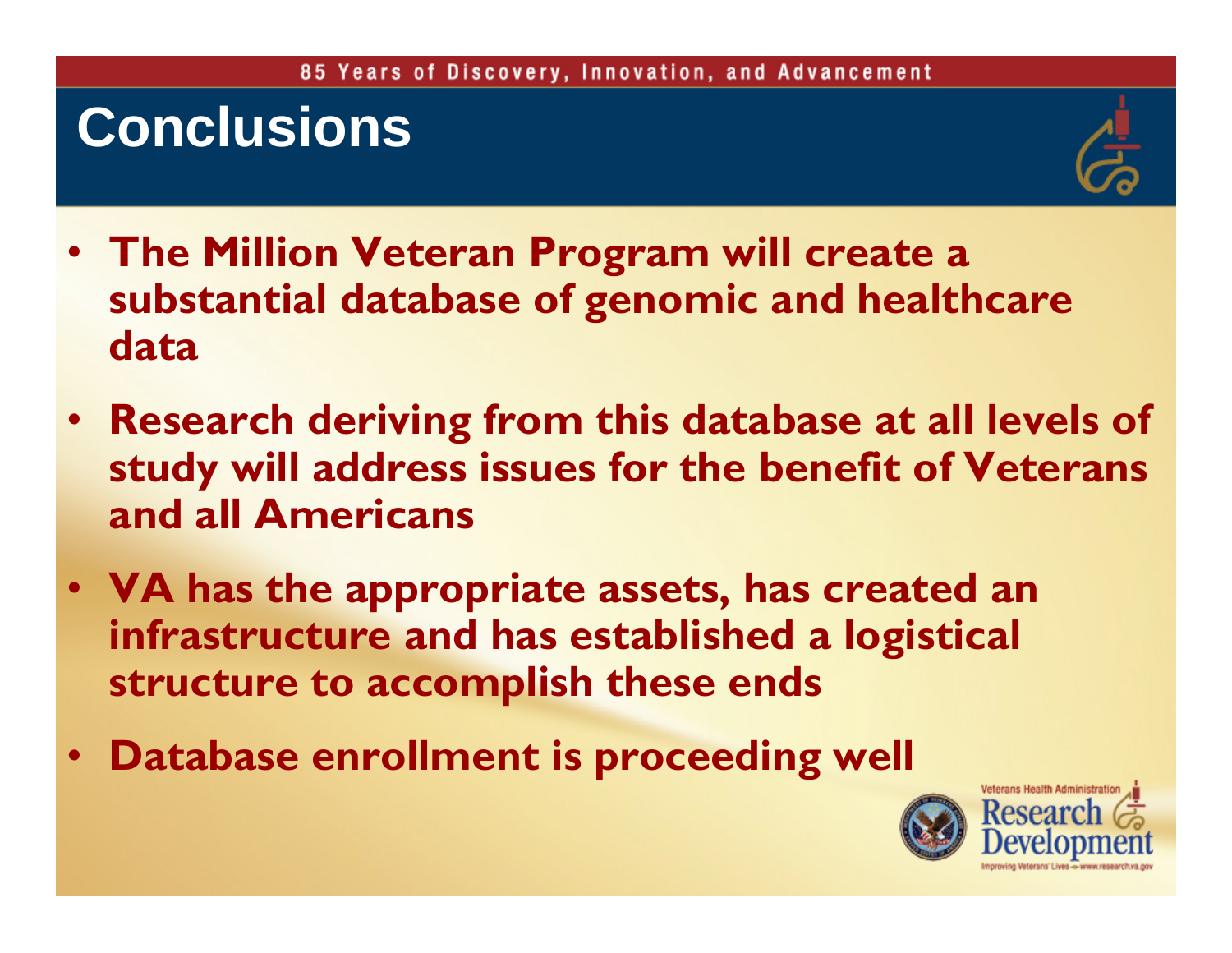# Conclusions

- The Million Veteran Program will create a substantial database of genomic and healthcare data
- Research deriving from this database at all levels of study will address issues for the benefit of Veterans and all Americans
- VA has the appropriate assets, has created an infrastructure and has established a logistical structure to accomplish these ends
- Database enrollment is proceeding well